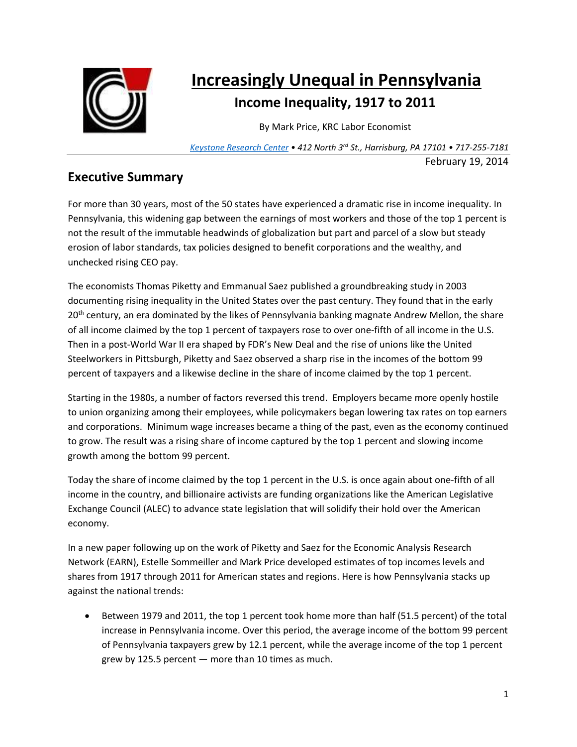# Increasingly Unequal in Pennsylvania

## Income Inequality, 1917 to 2011

By Mark Price, KRC Labor Economist

*Keystone Research Center • 412 North 3rd St., Harrisburg, PA 17101 • 717-255-7181*

February 19, 2014

## Executive Summary

For more than 30 years, most of the 50 states have experienced a dramatic rise in income inequality. In Pennsylvania, this widening gap between the earnings of most workers and those of the top 1 percent is not the result of the immutable headwinds of globalization but part and parcel of a slow but steady erosion of labor standards, tax policies designed to benefit corporations and the wealthy, and unchecked rising CEO pay.

The economists Thomas Piketty and Emmanual Saez published a groundbreaking study in 2003 documenting rising inequality in the United States over the past century. They found that in the early 20th century, an era dominated by the likes of Pennsylvania banking magnate Andrew Mellon, the share of all income claimed by the top 1 percent of taxpayers rose to over one-fifth of all income in the U.S. Then in a post-World War II era shaped by FDR's New Deal and the rise of unions like the United Steelworkers in Pittsburgh, Piketty and Saez observed a sharp rise in the incomes of the bottom 99 percent of taxpayers and a likewise decline in the share of income claimed by the top 1 percent.

Starting in the 1980s, a number of factors reversed this trend. Employers became more openly hostile to union organizing among their employees, while policymakers began lowering tax rates on top earners and corporations. Minimum wage increases became a thing of the past, even as the economy continued to grow. The result was a rising share of income captured by the top 1 percent and slowing income growth among the bottom 99 percent.

Today the share of income claimed by the top 1 percent in the U.S. is once again about one-fifth of all income in the country, and billionaire activists are funding organizations like the American Legislative Exchange Council (ALEC) to advance state legislation that will solidify their hold over the American economy.

In a new paper following up on the work of Piketty and Saez for the Economic Analysis Research Network (EARN), Estelle Sommeiller and Mark Price developed estimates of top incomes levels and shares from 1917 through 2011 for American states and regions. Here is how Pennsylvania stacks up against the national trends:

- Between 1979 and 2011, the top 1 percent took home more than half (51.5 percent) of the total increase in Pennsylvania income. Over this period, the average income of the bottom 99 percent of Pennsylvania taxpayers grew by 12.1 percent, while the average income of the top 1 percent grew by 125.5 percent — more than 10 times as much.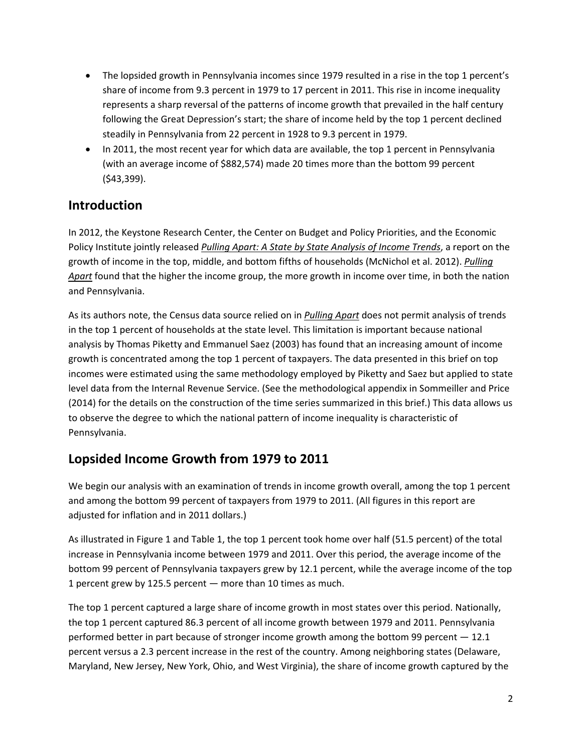- The lopsided growth in Pennsylvania incomes since 1979 resulted in a rise in the top 1 percent's share of income from 9.3 percent in 1979 to 17 percent in 2011. This rise in income inequality represents a sharp reversal of the patterns of income growth that prevailed in the half century following the Great Depression's start; the share of income held by the top 1 percent declined steadily in Pennsylvania from 22 percent in 1928 to 9.3 percent in 1979.
- In 2011, the most recent year for which data are available, the top 1 percent in Pennsylvania (with an average income of $882,574) made 20 times more than the bottom 99 percent ($43,399).

## Introduction

In 2012, the Keystone Research Center, the Center on Budget and Policy Priorities, and the Economic Policy Institute jointly released *Pulling Apart: A State by State Analysis of Income Trends*, a report on the growth of income in the top, middle, and bottom fifths of households (McNichol et al. 2012). *Pulling Apart* found that the higher the income group, the more growth in income over time, in both the nation and Pennsylvania.

As its authors note, the Census data source relied on in *Pulling Apart* does not permit analysis of trends in the top 1 percent of households at the state level. This limitation is important because national analysis by Thomas Piketty and Emmanuel Saez (2003) has found that an increasing amount of income growth is concentrated among the top 1 percent of taxpayers. The data presented in this brief on top incomes were estimated using the same methodology employed by Piketty and Saez but applied to state level data from the Internal Revenue Service. (See the methodological appendix in Sommeiller and Price (2014) for the details on the construction of the time series summarized in this brief.) This data allows us to observe the degree to which the national pattern of income inequality is characteristic of Pennsylvania.

## Lopsided Income Growth from 1979 to 2011

We begin our analysis with an examination of trends in income growth overall, among the top 1 percent and among the bottom 99 percent of taxpayers from 1979 to 2011. (All figures in this report are adjusted for inflation and in 2011 dollars.)

As illustrated in Figure 1 and Table 1, the top 1 percent took home over half (51.5 percent) of the total increase in Pennsylvania income between 1979 and 2011. Over this period, the average income of the bottom 99 percent of Pennsylvania taxpayers grew by 12.1 percent, while the average income of the top 1 percent grew by 125.5 percent — more than 10 times as much.

The top 1 percent captured a large share of income growth in most states over this period. Nationally, the top 1 percent captured 86.3 percent of all income growth between 1979 and 2011. Pennsylvania performed better in part because of stronger income growth among the bottom 99 percent — 12.1 percent versus a 2.3 percent increase in the rest of the country. Among neighboring states (Delaware, Maryland, New Jersey, New York, Ohio, and West Virginia), the share of income growth captured by the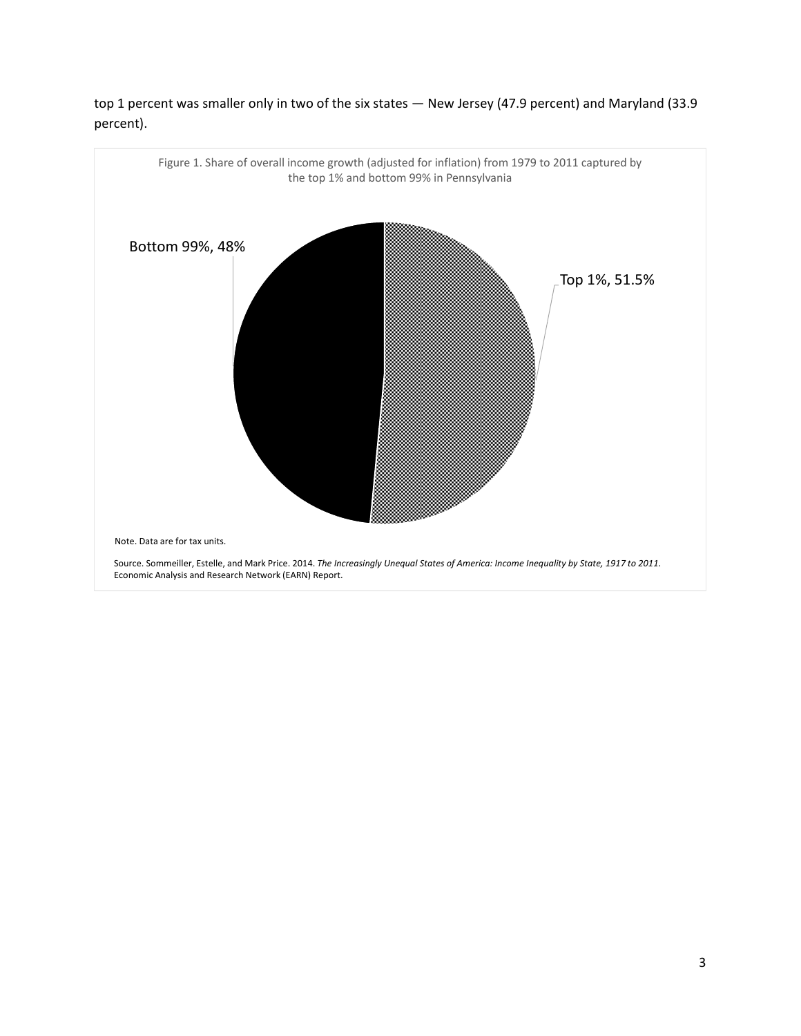top 1 percent was smaller only in two of the six states — New Jersey (47.9 percent) and Maryland (33.9 percent).

Figure 1. Share of overall income growth (adjusted for inflation) from 1979 to 2011 captured by the top 1% and bottom 99% in Pennsylvania

Bottom 99%, 48%

Top 1%, 51.5%

Note. Data are for tax units.

Source. Sommeiller, Estelle, and Mark Price. 2014. *The Increasingly Unequal States of America: Income Inequality by State, 1917 to 2011*. Economic Analysis and Research Network (EARN) Report.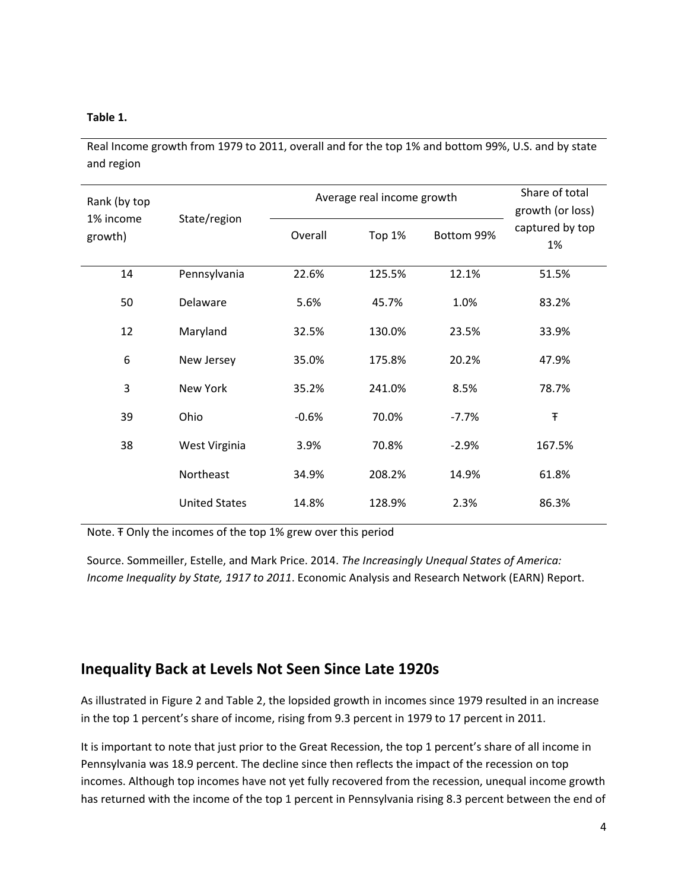**Table 1.**

Real Income growth from 1979 to 2011, overall and for the top 1% and bottom 99%, U.S. and by state and region

| Rank (by top 1% income growth) | State/region | Average real income growth | | | Share of total growth (or loss) captured by top 1% |
|---|---|---|---|---|---|
| | | Overall | Top 1% | Bottom 99% | |
| 14 | Pennsylvania | 22.6% | 125.5% | 12.1% | 51.5% |
| 50 | Delaware | 5.6% | 45.7% | 1.0% | 83.2% |
| 12 | Maryland | 32.5% | 130.0% | 23.5% | 33.9% |
| 6 | New Jersey | 35.0% | 175.8% | 20.2% | 47.9% |
| 3 | New York | 35.2% | 241.0% | 8.5% | 78.7% |
| 39 | Ohio | -0.6% | 70.0% | -7.7% | Ŧ |
| 38 | West Virginia | 3.9% | 70.8% | -2.9% | 167.5% |
| | Northeast | 34.9% | 208.2% | 14.9% | 61.8% |
| | United States | 14.8% | 128.9% | 2.3% | 86.3% |

Note. Ŧ Only the incomes of the top 1% grew over this period

Source. Sommeiller, Estelle, and Mark Price. 2014. *The Increasingly Unequal States of America: Income Inequality by State, 1917 to 2011*. Economic Analysis and Research Network (EARN) Report.

## Inequality Back at Levels Not Seen Since Late 1920s

As illustrated in Figure 2 and Table 2, the lopsided growth in incomes since 1979 resulted in an increase in the top 1 percent's share of income, rising from 9.3 percent in 1979 to 17 percent in 2011.

It is important to note that just prior to the Great Recession, the top 1 percent's share of all income in Pennsylvania was 18.9 percent. The decline since then reflects the impact of the recession on top incomes. Although top incomes have not yet fully recovered from the recession, unequal income growth has returned with the income of the top 1 percent in Pennsylvania rising 8.3 percent between the end of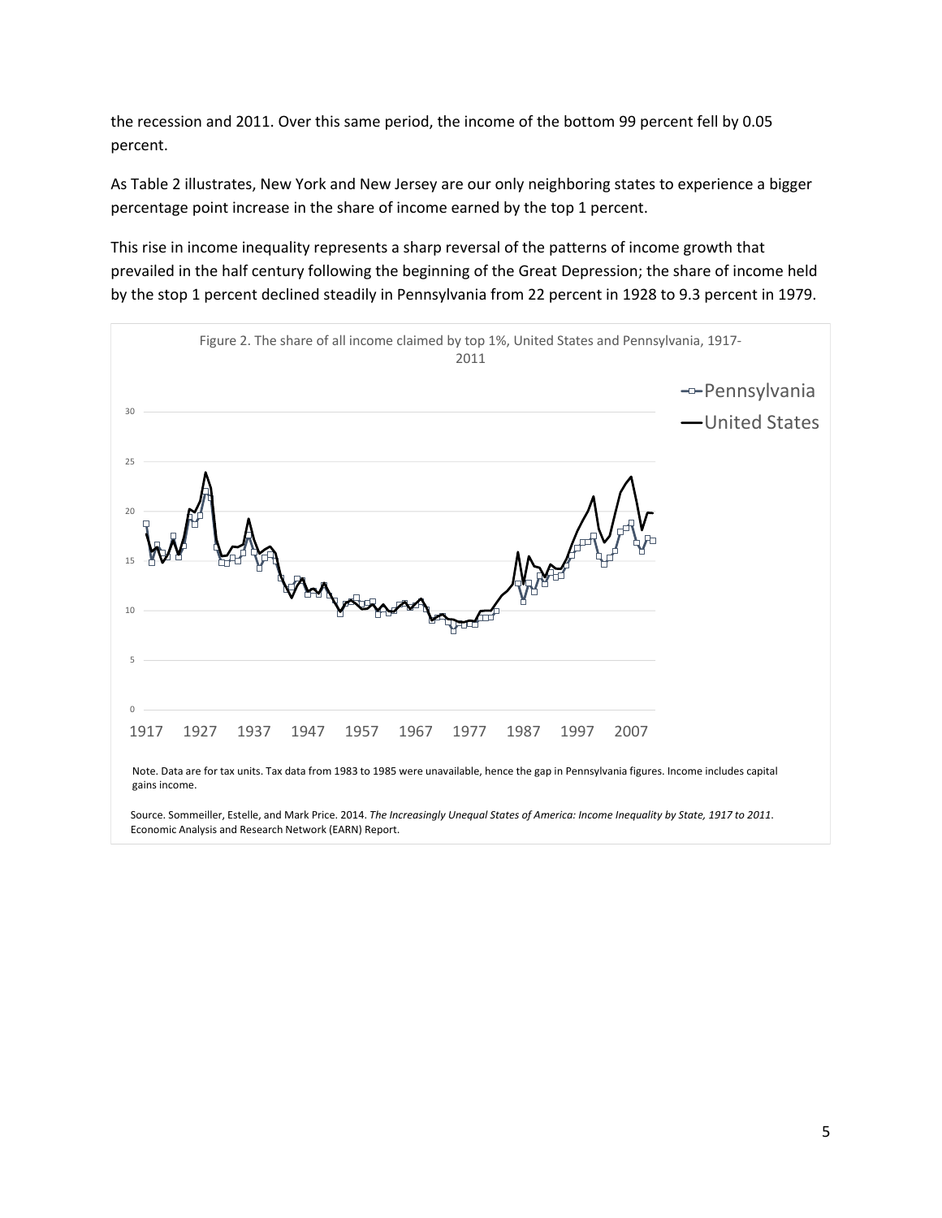the recession and 2011. Over this same period, the income of the bottom 99 percent fell by 0.05 percent.

As Table 2 illustrates, New York and New Jersey are our only neighboring states to experience a bigger percentage point increase in the share of income earned by the top 1 percent.

This rise in income inequality represents a sharp reversal of the patterns of income growth that prevailed in the half century following the beginning of the Great Depression; the share of income held by the stop 1 percent declined steadily in Pennsylvania from 22 percent in 1928 to 9.3 percent in 1979.

Figure 2. The share of all income claimed by top 1%, United States and Pennsylvania, 1917-2011

Pennsylvania
United States

30
25
20
15
10
5
0

1917 1927 1937 1947 1957 1967 1977 1987 1997 2007

Note. Data are for tax units. Tax data from 1983 to 1985 were unavailable, hence the gap in Pennsylvania figures. Income includes capital gains income.

Source. Sommeiller, Estelle, and Mark Price. 2014. *The Increasingly Unequal States of America: Income Inequality by State, 1917 to 2011*. Economic Analysis and Research Network (EARN) Report.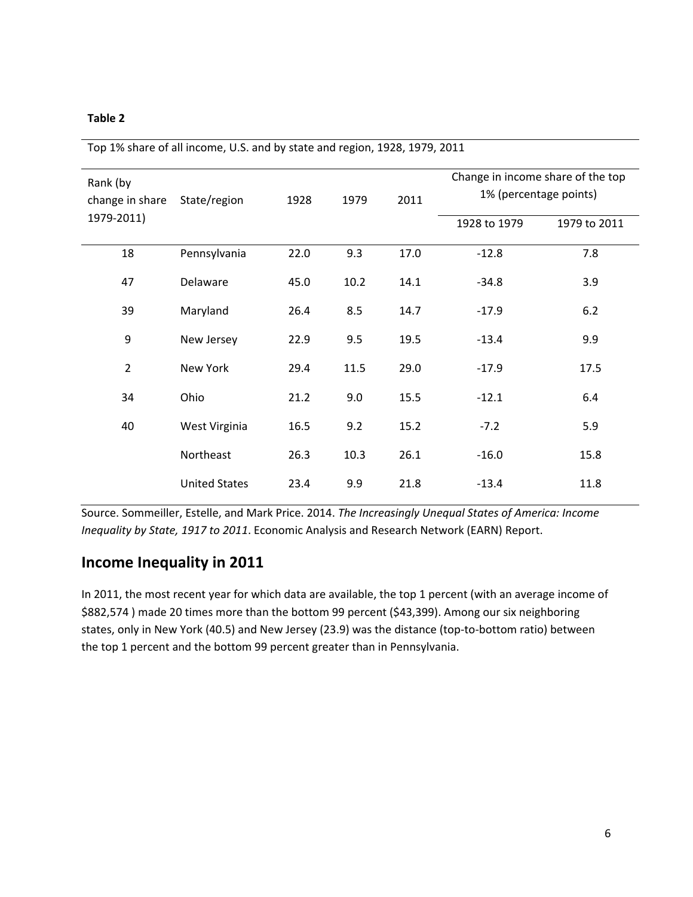**Table 2**

Top 1% share of all income, U.S. and by state and region, 1928, 1979, 2011

| Rank (by change in share 1979-2011) | State/region | 1928 | 1979 | 2011 | Change in income share of the top 1% (percentage points) | |
|---|---|---|---|---|---|---|
| | | | | | 1928 to 1979 | 1979 to 2011 |
| 18 | Pennsylvania | 22.0 | 9.3 | 17.0 | -12.8 | 7.8 |
| 47 | Delaware | 45.0 | 10.2 | 14.1 | -34.8 | 3.9 |
| 39 | Maryland | 26.4 | 8.5 | 14.7 | -17.9 | 6.2 |
| 9 | New Jersey | 22.9 | 9.5 | 19.5 | -13.4 | 9.9 |
| 2 | New York | 29.4 | 11.5 | 29.0 | -17.9 | 17.5 |
| 34 | Ohio | 21.2 | 9.0 | 15.5 | -12.1 | 6.4 |
| 40 | West Virginia | 16.5 | 9.2 | 15.2 | -7.2 | 5.9 |
| | Northeast | 26.3 | 10.3 | 26.1 | -16.0 | 15.8 |
| | United States | 23.4 | 9.9 | 21.8 | -13.4 | 11.8 |

Source. Sommeiller, Estelle, and Mark Price. 2014. *The Increasingly Unequal States of America: Income Inequality by State, 1917 to 2011*. Economic Analysis and Research Network (EARN) Report.

## Income Inequality in 2011

In 2011, the most recent year for which data are available, the top 1 percent (with an average income of $882,574 ) made 20 times more than the bottom 99 percent ($43,399). Among our six neighboring states, only in New York (40.5) and New Jersey (23.9) was the distance (top-to-bottom ratio) between the top 1 percent and the bottom 99 percent greater than in Pennsylvania.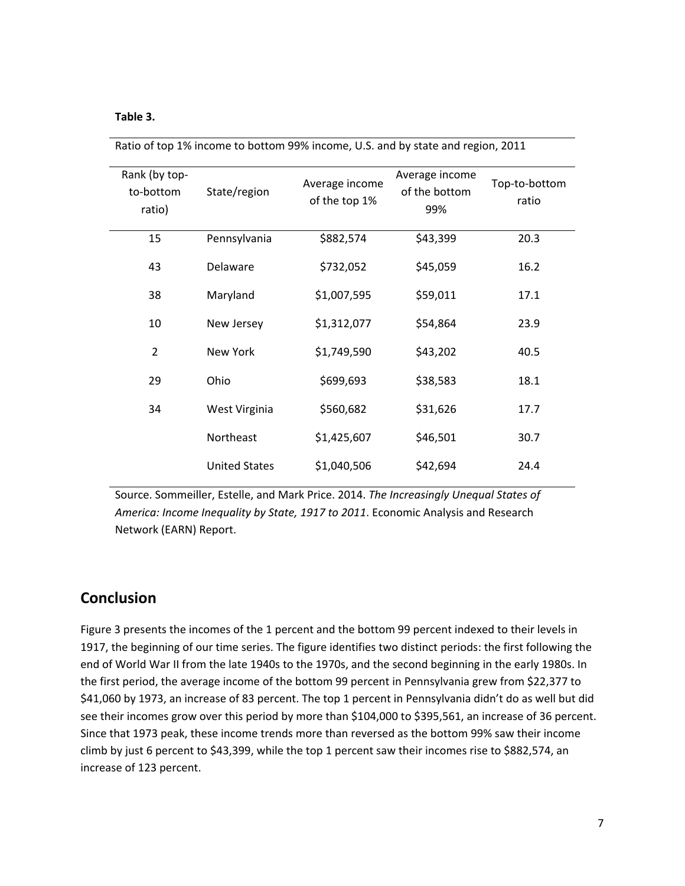**Table 3.**

Ratio of top 1% income to bottom 99% income, U.S. and by state and region, 2011

| Rank (by top-to-bottom ratio) | State/region | Average income of the top 1% | Average income of the bottom 99% | Top-to-bottom ratio |
|---|---|---|---|---|
| 15 | Pennsylvania | $882,574 | $43,399 | 20.3 |
| 43 | Delaware | $732,052 | $45,059 | 16.2 |
| 38 | Maryland | $1,007,595 | $59,011 | 17.1 |
| 10 | New Jersey | $1,312,077 | $54,864 | 23.9 |
| 2 | New York | $1,749,590 | $43,202 | 40.5 |
| 29 | Ohio | $699,693 | $38,583 | 18.1 |
| 34 | West Virginia | $560,682 | $31,626 | 17.7 |
| | Northeast | $1,425,607 | $46,501 | 30.7 |
| | United States | $1,040,506 | $42,694 | 24.4 |

Source. Sommeiller, Estelle, and Mark Price. 2014. *The Increasingly Unequal States of America: Income Inequality by State, 1917 to 2011*. Economic Analysis and Research Network (EARN) Report.

## Conclusion

Figure 3 presents the incomes of the 1 percent and the bottom 99 percent indexed to their levels in 1917, the beginning of our time series. The figure identifies two distinct periods: the first following the end of World War II from the late 1940s to the 1970s, and the second beginning in the early 1980s. In the first period, the average income of the bottom 99 percent in Pennsylvania grew from $22,377 to $41,060 by 1973, an increase of 83 percent. The top 1 percent in Pennsylvania didn't do as well but did see their incomes grow over this period by more than $104,000 to $395,561, an increase of 36 percent. Since that 1973 peak, these income trends more than reversed as the bottom 99% saw their income climb by just 6 percent to $43,399, while the top 1 percent saw their incomes rise to $882,574, an increase of 123 percent.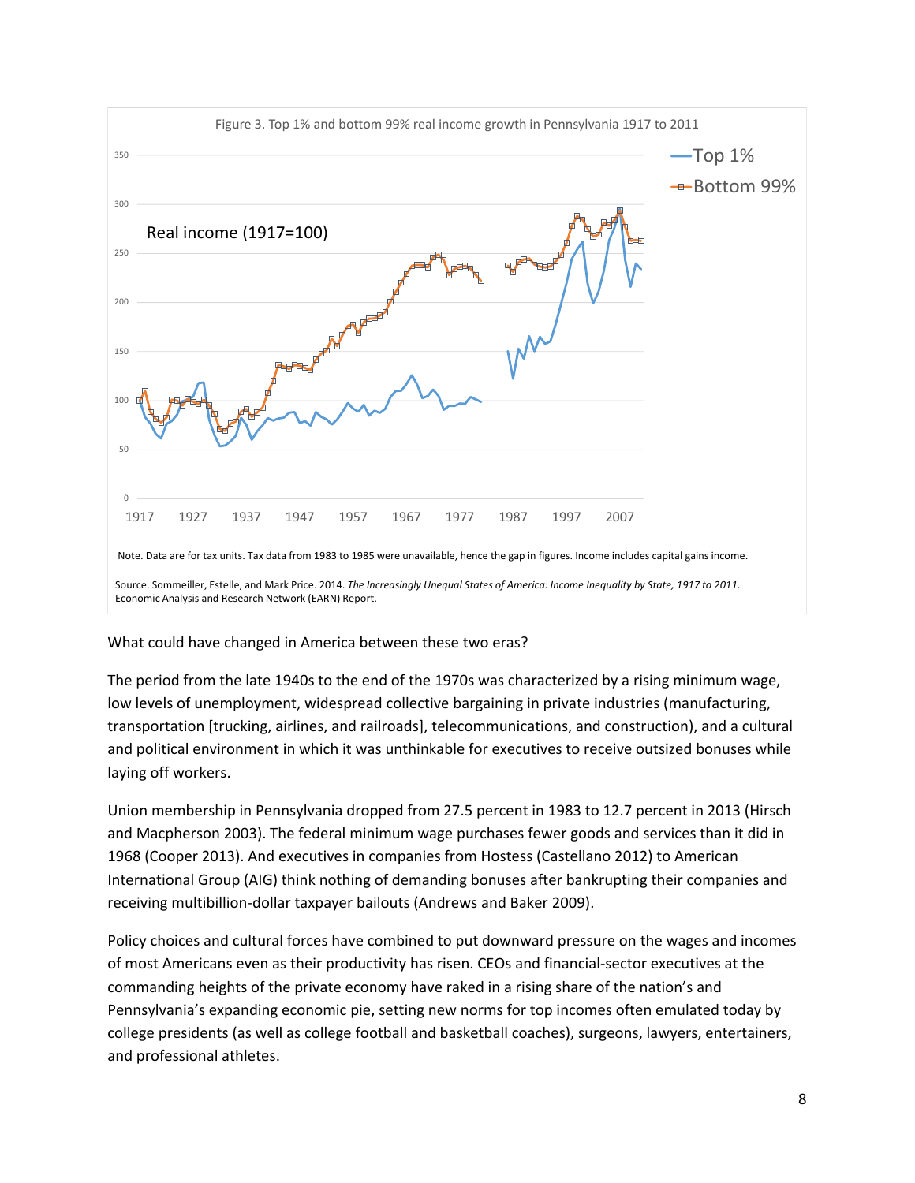Figure 3. Top 1% and bottom 99% real income growth in Pennsylvania 1917 to 2011

Real income (1917=100)

Top 1%
Bottom 99%

350
300
250
200
150
100
50
0

1917 1927 1937 1947 1957 1967 1977 1987 1997 2007

Note. Data are for tax units. Tax data from 1983 to 1985 were unavailable, hence the gap in figures. Income includes capital gains income.

Source. Sommeiller, Estelle, and Mark Price. 2014. *The Increasingly Unequal States of America: Income Inequality by State, 1917 to 2011*. Economic Analysis and Research Network (EARN) Report.

What could have changed in America between these two eras?

The period from the late 1940s to the end of the 1970s was characterized by a rising minimum wage, low levels of unemployment, widespread collective bargaining in private industries (manufacturing, transportation [trucking, airlines, and railroads], telecommunications, and construction), and a cultural and political environment in which it was unthinkable for executives to receive outsized bonuses while laying off workers.

Union membership in Pennsylvania dropped from 27.5 percent in 1983 to 12.7 percent in 2013 (Hirsch and Macpherson 2003). The federal minimum wage purchases fewer goods and services than it did in 1968 (Cooper 2013). And executives in companies from Hostess (Castellano 2012) to American International Group (AIG) think nothing of demanding bonuses after bankrupting their companies and receiving multibillion-dollar taxpayer bailouts (Andrews and Baker 2009).

Policy choices and cultural forces have combined to put downward pressure on the wages and incomes of most Americans even as their productivity has risen. CEOs and financial-sector executives at the commanding heights of the private economy have raked in a rising share of the nation's and Pennsylvania's expanding economic pie, setting new norms for top incomes often emulated today by college presidents (as well as college football and basketball coaches), surgeons, lawyers, entertainers, and professional athletes.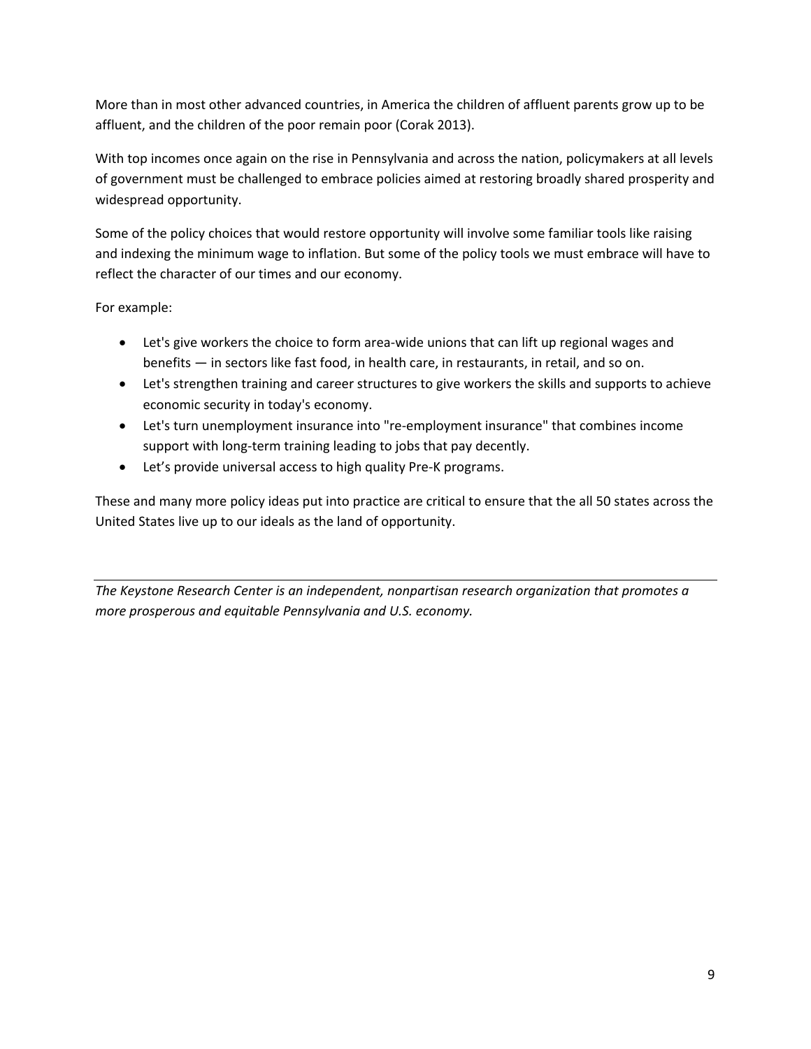More than in most other advanced countries, in America the children of affluent parents grow up to be affluent, and the children of the poor remain poor (Corak 2013).

With top incomes once again on the rise in Pennsylvania and across the nation, policymakers at all levels of government must be challenged to embrace policies aimed at restoring broadly shared prosperity and widespread opportunity.

Some of the policy choices that would restore opportunity will involve some familiar tools like raising and indexing the minimum wage to inflation. But some of the policy tools we must embrace will have to reflect the character of our times and our economy.

For example:

- Let's give workers the choice to form area-wide unions that can lift up regional wages and benefits — in sectors like fast food, in health care, in restaurants, in retail, and so on.
- Let's strengthen training and career structures to give workers the skills and supports to achieve economic security in today's economy.
- Let's turn unemployment insurance into "re-employment insurance" that combines income support with long-term training leading to jobs that pay decently.
- Let's provide universal access to high quality Pre-K programs.

These and many more policy ideas put into practice are critical to ensure that the all 50 states across the United States live up to our ideals as the land of opportunity.

---

*The Keystone Research Center is an independent, nonpartisan research organization that promotes a more prosperous and equitable Pennsylvania and U.S. economy.*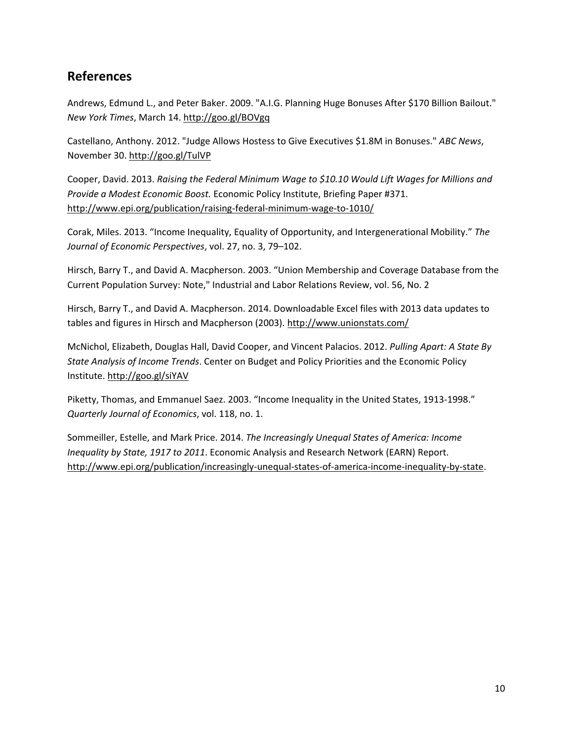## References

Andrews, Edmund L., and Peter Baker. 2009. "A.I.G. Planning Huge Bonuses After $170 Billion Bailout." *New York Times*, March 14. http://goo.gl/BOVgq

Castellano, Anthony. 2012. "Judge Allows Hostess to Give Executives $1.8M in Bonuses." *ABC News*, November 30. http://goo.gl/TulVP

Cooper, David. 2013. *Raising the Federal Minimum Wage to $10.10 Would Lift Wages for Millions and Provide a Modest Economic Boost.* Economic Policy Institute, Briefing Paper #371. http://www.epi.org/publication/raising-federal-minimum-wage-to-1010/

Corak, Miles. 2013. "Income Inequality, Equality of Opportunity, and Intergenerational Mobility." *The Journal of Economic Perspectives*, vol. 27, no. 3, 79–102.

Hirsch, Barry T., and David A. Macpherson. 2003. "Union Membership and Coverage Database from the Current Population Survey: Note," Industrial and Labor Relations Review, vol. 56, No. 2

Hirsch, Barry T., and David A. Macpherson. 2014. Downloadable Excel files with 2013 data updates to tables and figures in Hirsch and Macpherson (2003). http://www.unionstats.com/

McNichol, Elizabeth, Douglas Hall, David Cooper, and Vincent Palacios. 2012. *Pulling Apart: A State By State Analysis of Income Trends*. Center on Budget and Policy Priorities and the Economic Policy Institute. http://goo.gl/siYAV

Piketty, Thomas, and Emmanuel Saez. 2003. "Income Inequality in the United States, 1913-1998." *Quarterly Journal of Economics*, vol. 118, no. 1.

Sommeiller, Estelle, and Mark Price. 2014. *The Increasingly Unequal States of America: Income Inequality by State, 1917 to 2011*. Economic Analysis and Research Network (EARN) Report. http://www.epi.org/publication/increasingly-unequal-states-of-america-income-inequality-by-state.